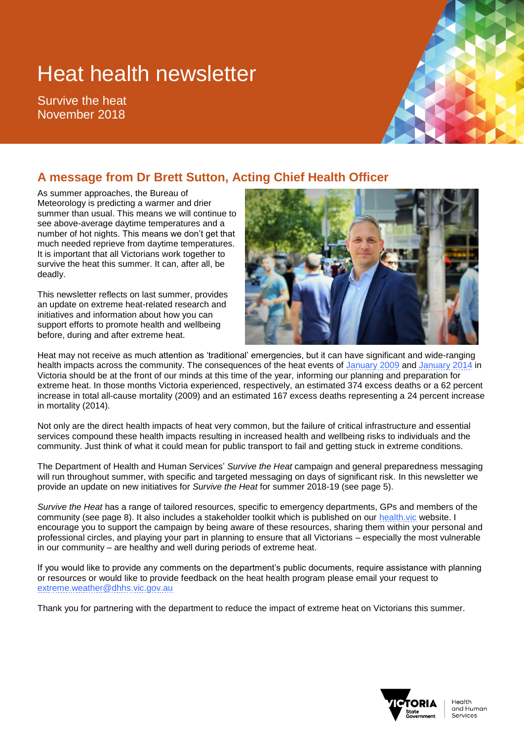# Heat health newsletter

Survive the heat
November 2018

## A message from Dr Brett Sutton, Acting Chief Health Officer

As summer approaches, the Bureau of Meteorology is predicting a warmer and drier summer than usual. This means we will continue to see above-average daytime temperatures and a number of hot nights. This means we don't get that much needed reprieve from daytime temperatures. It is important that all Victorians work together to survive the heat this summer. It can, after all, be deadly.

This newsletter reflects on last summer, provides an update on extreme heat-related research and initiatives and information about how you can support efforts to promote health and wellbeing before, during and after extreme heat.

Heat may not receive as much attention as 'traditional' emergencies, but it can have significant and wide-ranging health impacts across the community. The consequences of the heat events of January 2009 and January 2014 in Victoria should be at the front of our minds at this time of the year, informing our planning and preparation for extreme heat. In those months Victoria experienced, respectively, an estimated 374 excess deaths or a 62 percent increase in total all-cause mortality (2009) and an estimated 167 excess deaths representing a 24 percent increase in mortality (2014).

Not only are the direct health impacts of heat very common, but the failure of critical infrastructure and essential services compound these health impacts resulting in increased health and wellbeing risks to individuals and the community. Just think of what it could mean for public transport to fail and getting stuck in extreme conditions.

The Department of Health and Human Services' *Survive the Heat* campaign and general preparedness messaging will run throughout summer, with specific and targeted messaging on days of significant risk. In this newsletter we provide an update on new initiatives for *Survive the Heat* for summer 2018-19 (see page 5).

*Survive the Heat* has a range of tailored resources, specific to emergency departments, GPs and members of the community (see page 8). It also includes a stakeholder toolkit which is published on our health.vic website. I encourage you to support the campaign by being aware of these resources, sharing them within your personal and professional circles, and playing your part in planning to ensure that all Victorians – especially the most vulnerable in our community – are healthy and well during periods of extreme heat.

If you would like to provide any comments on the department's public documents, require assistance with planning or resources or would like to provide feedback on the heat health program please email your request to extreme.weather@dhhs.vic.gov.au

Thank you for partnering with the department to reduce the impact of extreme heat on Victorians this summer.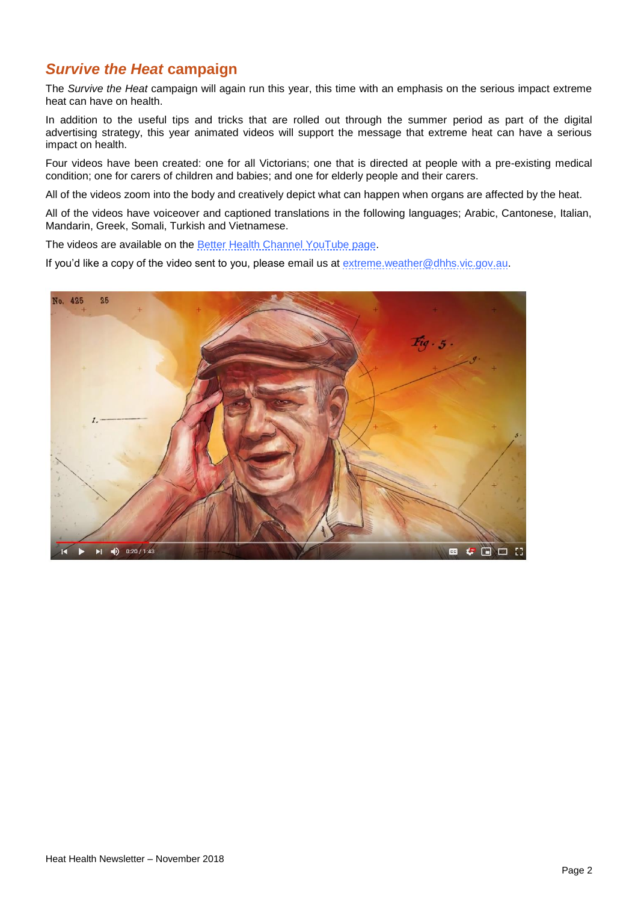## *Survive the Heat* campaign

The *Survive the Heat* campaign will again run this year, this time with an emphasis on the serious impact extreme heat can have on health.

In addition to the useful tips and tricks that are rolled out through the summer period as part of the digital advertising strategy, this year animated videos will support the message that extreme heat can have a serious impact on health.

Four videos have been created: one for all Victorians; one that is directed at people with a pre-existing medical condition; one for carers of children and babies; and one for elderly people and their carers.

All of the videos zoom into the body and creatively depict what can happen when organs are affected by the heat.

All of the videos have voiceover and captioned translations in the following languages; Arabic, Cantonese, Italian, Mandarin, Greek, Somali, Turkish and Vietnamese.

The videos are available on the Better Health Channel YouTube page.

If you'd like a copy of the video sent to you, please email us at extreme.weather@dhhs.vic.gov.au.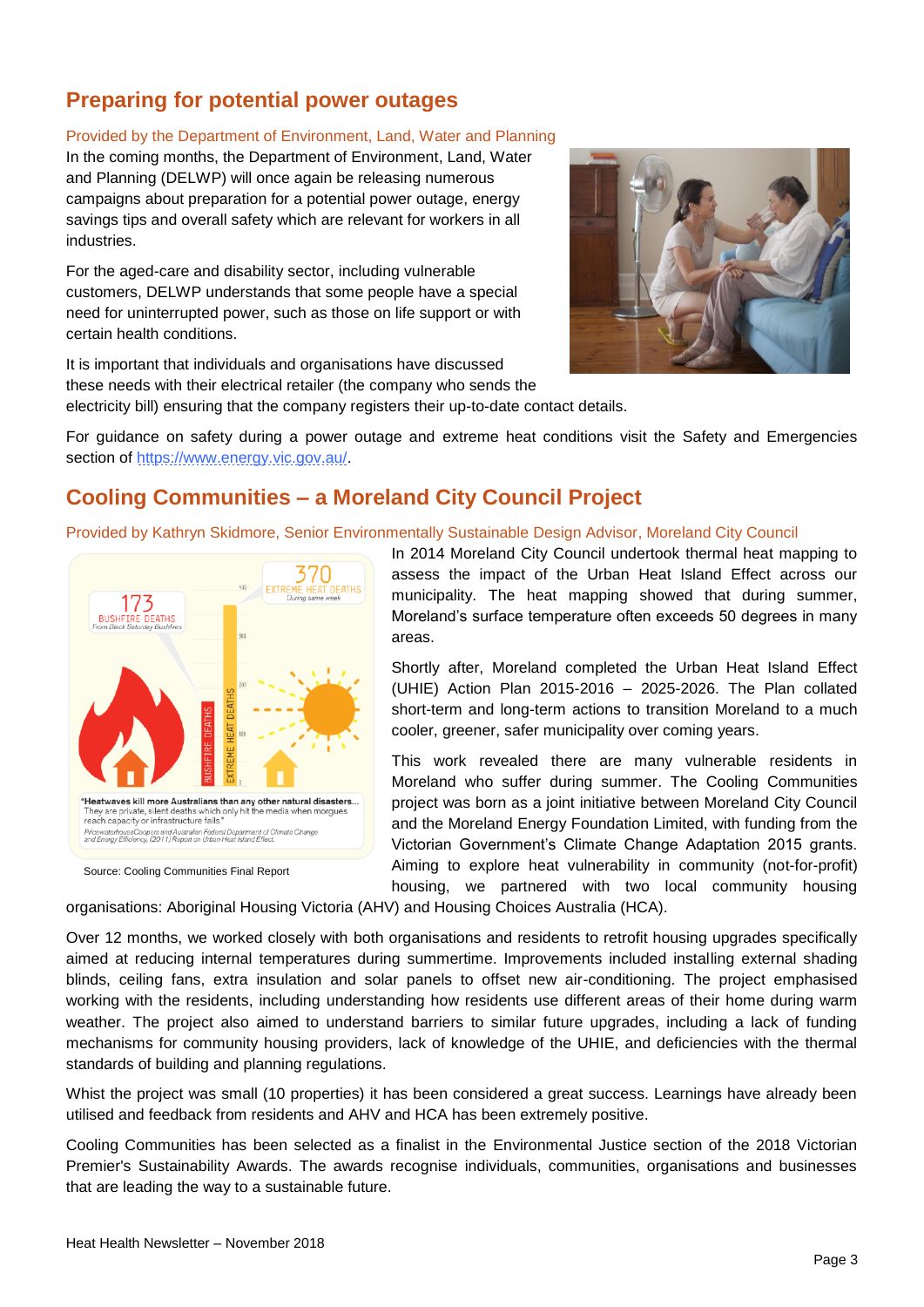## Preparing for potential power outages

Provided by the Department of Environment, Land, Water and Planning

In the coming months, the Department of Environment, Land, Water and Planning (DELWP) will once again be releasing numerous campaigns about preparation for a potential power outage, energy savings tips and overall safety which are relevant for workers in all industries.

For the aged-care and disability sector, including vulnerable customers, DELWP understands that some people have a special need for uninterrupted power, such as those on life support or with certain health conditions.

It is important that individuals and organisations have discussed these needs with their electrical retailer (the company who sends the electricity bill) ensuring that the company registers their up-to-date contact details.

For guidance on safety during a power outage and extreme heat conditions visit the Safety and Emergencies section of https://www.energy.vic.gov.au/.

## Cooling Communities – a Moreland City Council Project

Provided by Kathryn Skidmore, Senior Environmentally Sustainable Design Advisor, Moreland City Council

Source: Cooling Communities Final Report

In 2014 Moreland City Council undertook thermal heat mapping to assess the impact of the Urban Heat Island Effect across our municipality. The heat mapping showed that during summer, Moreland's surface temperature often exceeds 50 degrees in many areas.

Shortly after, Moreland completed the Urban Heat Island Effect (UHIE) Action Plan 2015-2016 – 2025-2026. The Plan collated short-term and long-term actions to transition Moreland to a much cooler, greener, safer municipality over coming years.

This work revealed there are many vulnerable residents in Moreland who suffer during summer. The Cooling Communities project was born as a joint initiative between Moreland City Council and the Moreland Energy Foundation Limited, with funding from the Victorian Government's Climate Change Adaptation 2015 grants. Aiming to explore heat vulnerability in community (not-for-profit) housing, we partnered with two local community housing organisations: Aboriginal Housing Victoria (AHV) and Housing Choices Australia (HCA).

Over 12 months, we worked closely with both organisations and residents to retrofit housing upgrades specifically aimed at reducing internal temperatures during summertime. Improvements included installing external shading blinds, ceiling fans, extra insulation and solar panels to offset new air-conditioning. The project emphasised working with the residents, including understanding how residents use different areas of their home during warm weather. The project also aimed to understand barriers to similar future upgrades, including a lack of funding mechanisms for community housing providers, lack of knowledge of the UHIE, and deficiencies with the thermal standards of building and planning regulations.

Whilst the project was small (10 properties) it has been considered a great success. Learnings have already been utilised and feedback from residents and AHV and HCA has been extremely positive.

Cooling Communities has been selected as a finalist in the Environmental Justice section of the 2018 Victorian Premier's Sustainability Awards. The awards recognise individuals, communities, organisations and businesses that are leading the way to a sustainable future.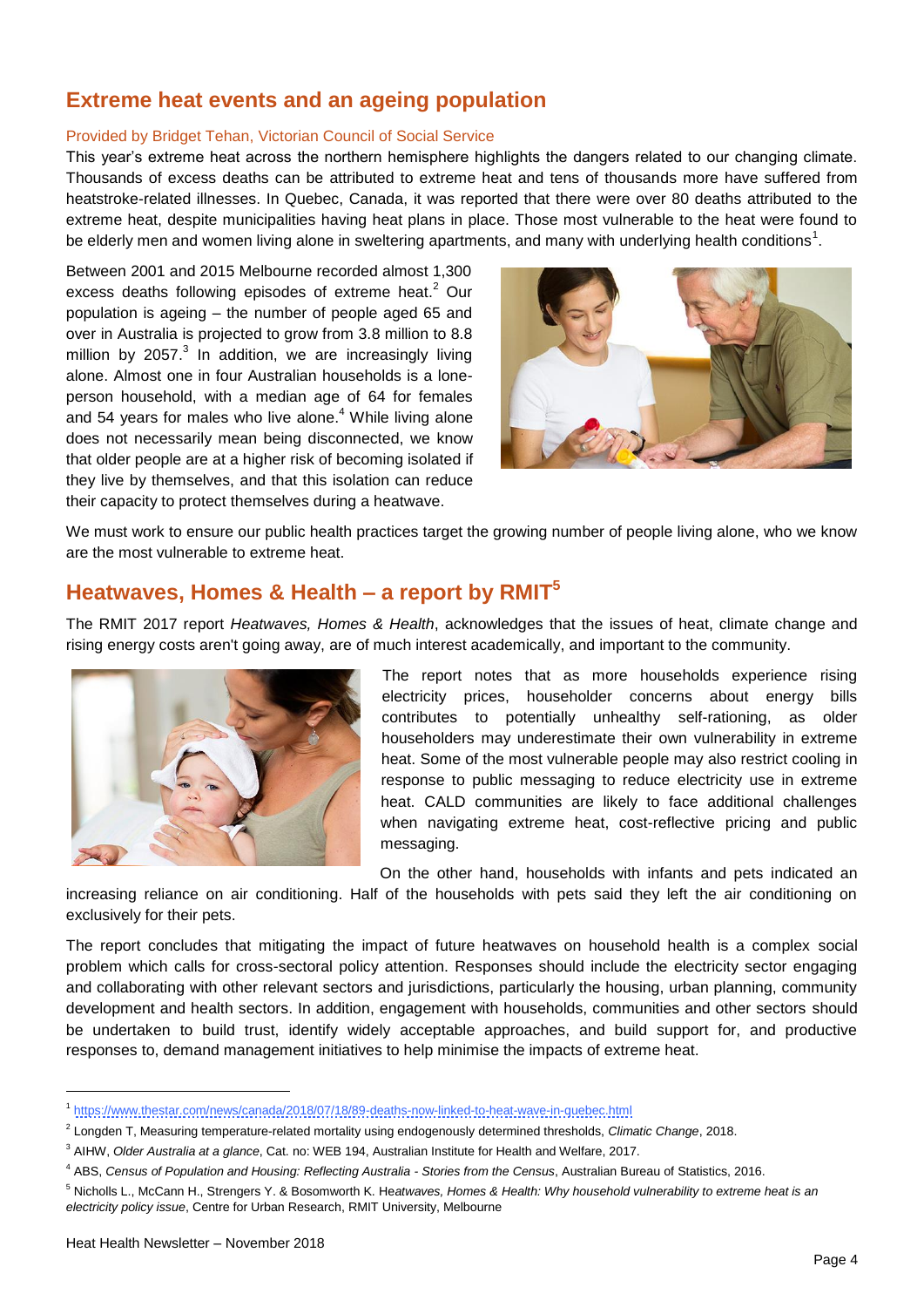## Extreme heat events and an ageing population

Provided by Bridget Tehan, Victorian Council of Social Service

This year's extreme heat across the northern hemisphere highlights the dangers related to our changing climate. Thousands of excess deaths can be attributed to extreme heat and tens of thousands more have suffered from heatstroke-related illnesses. In Quebec, Canada, it was reported that there were over 80 deaths attributed to the extreme heat, despite municipalities having heat plans in place. Those most vulnerable to the heat were found to be elderly men and women living alone in sweltering apartments, and many with underlying health conditions[1].

Between 2001 and 2015 Melbourne recorded almost 1,300 excess deaths following episodes of extreme heat.[2] Our population is ageing – the number of people aged 65 and over in Australia is projected to grow from 3.8 million to 8.8 million by 2057.[3] In addition, we are increasingly living alone. Almost one in four Australian households is a lone-person household, with a median age of 64 for females and 54 years for males who live alone.[4] While living alone does not necessarily mean being disconnected, we know that older people are at a higher risk of becoming isolated if they live by themselves, and that this isolation can reduce their capacity to protect themselves during a heatwave.

We must work to ensure our public health practices target the growing number of people living alone, who we know are the most vulnerable to extreme heat.

## Heatwaves, Homes & Health – a report by RMIT[5]

The RMIT 2017 report *Heatwaves, Homes & Health*, acknowledges that the issues of heat, climate change and rising energy costs aren't going away, are of much interest academically, and important to the community.

The report notes that as more households experience rising electricity prices, householder concerns about energy bills contributes to potentially unhealthy self-rationing, as older householders may underestimate their own vulnerability in extreme heat. Some of the most vulnerable people may also restrict cooling in response to public messaging to reduce electricity use in extreme heat. CALD communities are likely to face additional challenges when navigating extreme heat, cost-reflective pricing and public messaging.

On the other hand, households with infants and pets indicated an increasing reliance on air conditioning. Half of the households with pets said they left the air conditioning on exclusively for their pets.

The report concludes that mitigating the impact of future heatwaves on household health is a complex social problem which calls for cross-sectoral policy attention. Responses should include the electricity sector engaging and collaborating with other relevant sectors and jurisdictions, particularly the housing, urban planning, community development and health sectors. In addition, engagement with households, communities and other sectors should be undertaken to build trust, identify widely acceptable approaches, and build support for, and productive responses to, demand management initiatives to help minimise the impacts of extreme heat.

---

[1] https://www.thestar.com/news/canada/2018/07/18/89-deaths-now-linked-to-heat-wave-in-quebec.html

[2] Longden T, Measuring temperature-related mortality using endogenously determined thresholds, *Climatic Change*, 2018.

[3] AIHW, *Older Australia at a glance*, Cat. no: WEB 194, Australian Institute for Health and Welfare, 2017.

[4] ABS, *Census of Population and Housing: Reflecting Australia - Stories from the Census*, Australian Bureau of Statistics, 2016.

[5] Nicholls L., McCann H., Strengers Y. & Bosomworth K. H*eatwaves, Homes & Health: Why household vulnerability to extreme heat is an electricity policy issue*, Centre for Urban Research, RMIT University, Melbourne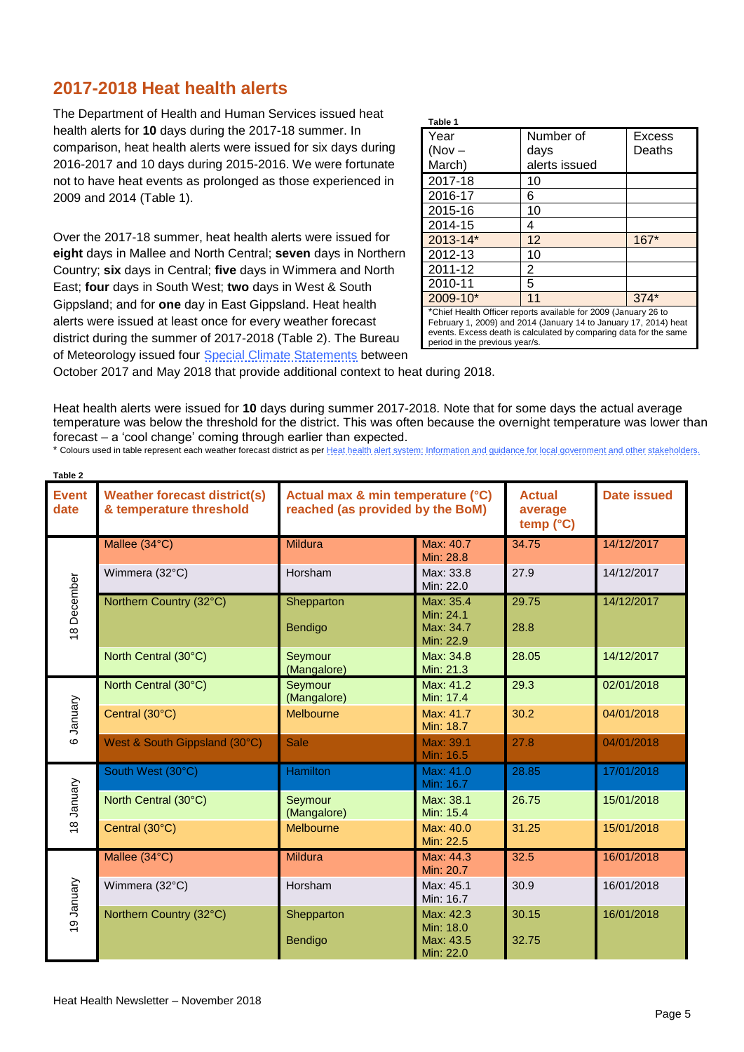## 2017-2018 Heat health alerts

The Department of Health and Human Services issued heat health alerts for **10** days during the 2017-18 summer. In comparison, heat health alerts were issued for six days during 2016-2017 and 10 days during 2015-2016. We were fortunate not to have heat events as prolonged as those experienced in 2009 and 2014 (Table 1).

**Table 1**

| Year (Nov – March) | Number of days alerts issued | Excess Deaths |
|---|---|---|
| 2017-18 | 10 | |
| 2016-17 | 6 | |
| 2015-16 | 10 | |
| 2014-15 | 4 | |
| 2013-14* | 12 | 167* |
| 2012-13 | 10 | |
| 2011-12 | 2 | |
| 2010-11 | 5 | |
| 2009-10* | 11 | 374* |

*Chief Health Officer reports available for 2009 (January 26 to February 1, 2009) and 2014 (January 14 to January 17, 2014) heat events. Excess death is calculated by comparing data for the same period in the previous year/s.

Over the 2017-18 summer, heat health alerts were issued for **eight** days in Mallee and North Central; **seven** days in Northern Country; **six** days in Central; **five** days in Wimmera and North East; **four** days in South West; **two** days in West & South Gippsland; and for **one** day in East Gippsland. Heat health alerts were issued at least once for every weather forecast district during the summer of 2017-2018 (Table 2). The Bureau of Meteorology issued four Special Climate Statements between October 2017 and May 2018 that provide additional context to heat during 2018.

Heat health alerts were issued for **10** days during summer 2017-2018. Note that for some days the actual average temperature was below the threshold for the district. This was often because the overnight temperature was lower than forecast – a 'cool change' coming through earlier than expected.

* Colours used in table represent each weather forecast district as per Heat health alert system: Information and guidance for local government and other stakeholders.

**Table 2**

| Event date | Weather forecast district(s) & temperature threshold | Actual max & min temperature (°C) reached (as provided by the BoM) | | Actual average temp (°C) | Date issued |
|---|---|---|---|---|---|
| 18 December | Mallee (34°C) | Mildura | Max: 40.7 Min: 28.8 | 34.75 | 14/12/2017 |
| | Wimmera (32°C) | Horsham | Max: 33.8 Min: 22.0 | 27.9 | 14/12/2017 |
| | Northern Country (32°C) | Shepparton | Max: 35.4 Min: 24.1 | 29.75 | 14/12/2017 |
| | | Bendigo | Max: 34.7 Min: 22.9 | 28.8 | |
| | North Central (30°C) | Seymour (Mangalore) | Max: 34.8 Min: 21.3 | 28.05 | 14/12/2017 |
| 6 January | North Central (30°C) | Seymour (Mangalore) | Max: 41.2 Min: 17.4 | 29.3 | 02/01/2018 |
| | Central (30°C) | Melbourne | Max: 41.7 Min: 18.7 | 30.2 | 04/01/2018 |
| | West & South Gippsland (30°C) | Sale | Max: 39.1 Min: 16.5 | 27.8 | 04/01/2018 |
| 18 January | South West (30°C) | Hamilton | Max: 41.0 Min: 16.7 | 28.85 | 17/01/2018 |
| | North Central (30°C) | Seymour (Mangalore) | Max: 38.1 Min: 15.4 | 26.75 | 15/01/2018 |
| | Central (30°C) | Melbourne | Max: 40.0 Min: 22.5 | 31.25 | 15/01/2018 |
| 19 January | Mallee (34°C) | Mildura | Max: 44.3 Min: 20.7 | 32.5 | 16/01/2018 |
| | Wimmera (32°C) | Horsham | Max: 45.1 Min: 16.7 | 30.9 | 16/01/2018 |
| | Northern Country (32°C) | Shepparton | Max: 42.3 Min: 18.0 | 30.15 | 16/01/2018 |
| | | Bendigo | Max: 43.5 Min: 22.0 | 32.75 | |

Heat Health Newsletter – November 2018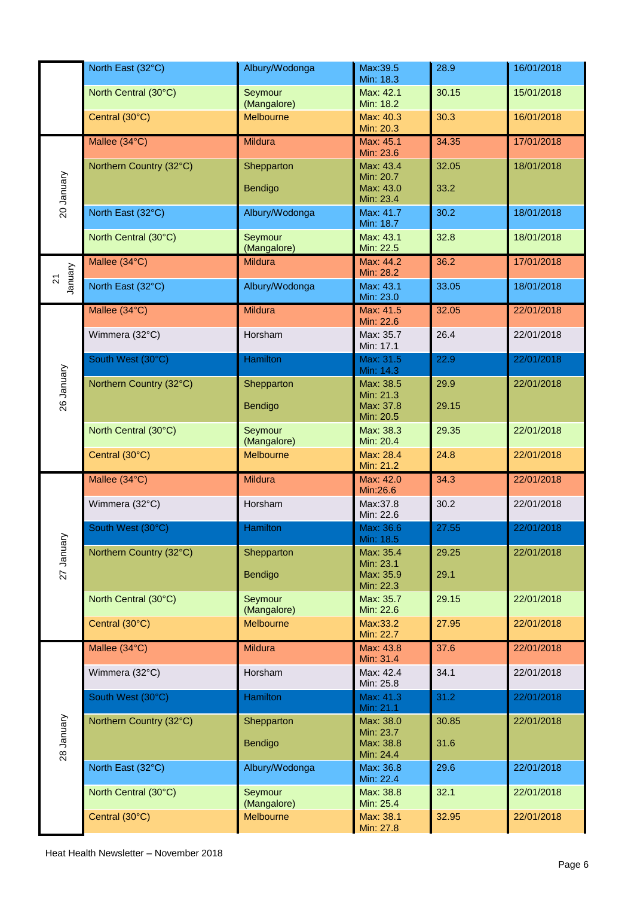| | | | | | |
|---|---|---|---|---|---|
| | North East (32°C) | Albury/Wodonga | Max:39.5<br>Min: 18.3 | 28.9 | 16/01/2018 |
| | North Central (30°C) | Seymour (Mangalore) | Max: 42.1<br>Min: 18.2 | 30.15 | 15/01/2018 |
| | Central (30°C) | Melbourne | Max: 40.3<br>Min: 20.3 | 30.3 | 16/01/2018 |
| 20 January | Mallee (34°C) | Mildura | Max: 45.1<br>Min: 23.6 | 34.35 | 17/01/2018 |
| | Northern Country (32°C) | Shepparton<br><br>Bendigo | Max: 43.4<br>Min: 20.7<br>Max: 43.0<br>Min: 23.4 | 32.05<br><br>33.2 | 18/01/2018 |
| | North East (32°C) | Albury/Wodonga | Max: 41.7<br>Min: 18.7 | 30.2 | 18/01/2018 |
| | North Central (30°C) | Seymour (Mangalore) | Max: 43.1<br>Min: 22.5 | 32.8 | 18/01/2018 |
| 21 January | Mallee (34°C) | Mildura | Max: 44.2<br>Min: 28.2 | 36.2 | 17/01/2018 |
| | North East (32°C) | Albury/Wodonga | Max: 43.1<br>Min: 23.0 | 33.05 | 18/01/2018 |
| 26 January | Mallee (34°C) | Mildura | Max: 41.5<br>Min: 22.6 | 32.05 | 22/01/2018 |
| | Wimmera (32°C) | Horsham | Max: 35.7<br>Min: 17.1 | 26.4 | 22/01/2018 |
| | South West (30°C) | Hamilton | Max: 31.5<br>Min: 14.3 | 22.9 | 22/01/2018 |
| | Northern Country (32°C) | Shepparton<br><br>Bendigo | Max: 38.5<br>Min: 21.3<br>Max: 37.8<br>Min: 20.5 | 29.9<br><br>29.15 | 22/01/2018 |
| | North Central (30°C) | Seymour (Mangalore) | Max: 38.3<br>Min: 20.4 | 29.35 | 22/01/2018 |
| | Central (30°C) | Melbourne | Max: 28.4<br>Min: 21.2 | 24.8 | 22/01/2018 |
| 27 January | Mallee (34°C) | Mildura | Max: 42.0<br>Min:26.6 | 34.3 | 22/01/2018 |
| | Wimmera (32°C) | Horsham | Max:37.8<br>Min: 22.6 | 30.2 | 22/01/2018 |
| | South West (30°C) | Hamilton | Max: 36.6<br>Min: 18.5 | 27.55 | 22/01/2018 |
| | Northern Country (32°C) | Shepparton<br><br>Bendigo | Max: 35.4<br>Min: 23.1<br>Max: 35.9<br>Min: 22.3 | 29.25<br><br>29.1 | 22/01/2018 |
| | North Central (30°C) | Seymour (Mangalore) | Max: 35.7<br>Min: 22.6 | 29.15 | 22/01/2018 |
| | Central (30°C) | Melbourne | Max:33.2<br>Min: 22.7 | 27.95 | 22/01/2018 |
| 28 January | Mallee (34°C) | Mildura | Max: 43.8<br>Min: 31.4 | 37.6 | 22/01/2018 |
| | Wimmera (32°C) | Horsham | Max: 42.4<br>Min: 25.8 | 34.1 | 22/01/2018 |
| | South West (30°C) | Hamilton | Max: 41.3<br>Min: 21.1 | 31.2 | 22/01/2018 |
| | Northern Country (32°C) | Shepparton<br><br>Bendigo | Max: 38.0<br>Min: 23.7<br>Max: 38.8<br>Min: 24.4 | 30.85<br><br>31.6 | 22/01/2018 |
| | North East (32°C) | Albury/Wodonga | Max: 36.8<br>Min: 22.4 | 29.6 | 22/01/2018 |
| | North Central (30°C) | Seymour (Mangalore) | Max: 38.8<br>Min: 25.4 | 32.1 | 22/01/2018 |
| | Central (30°C) | Melbourne | Max: 38.1<br>Min: 27.8 | 32.95 | 22/01/2018 |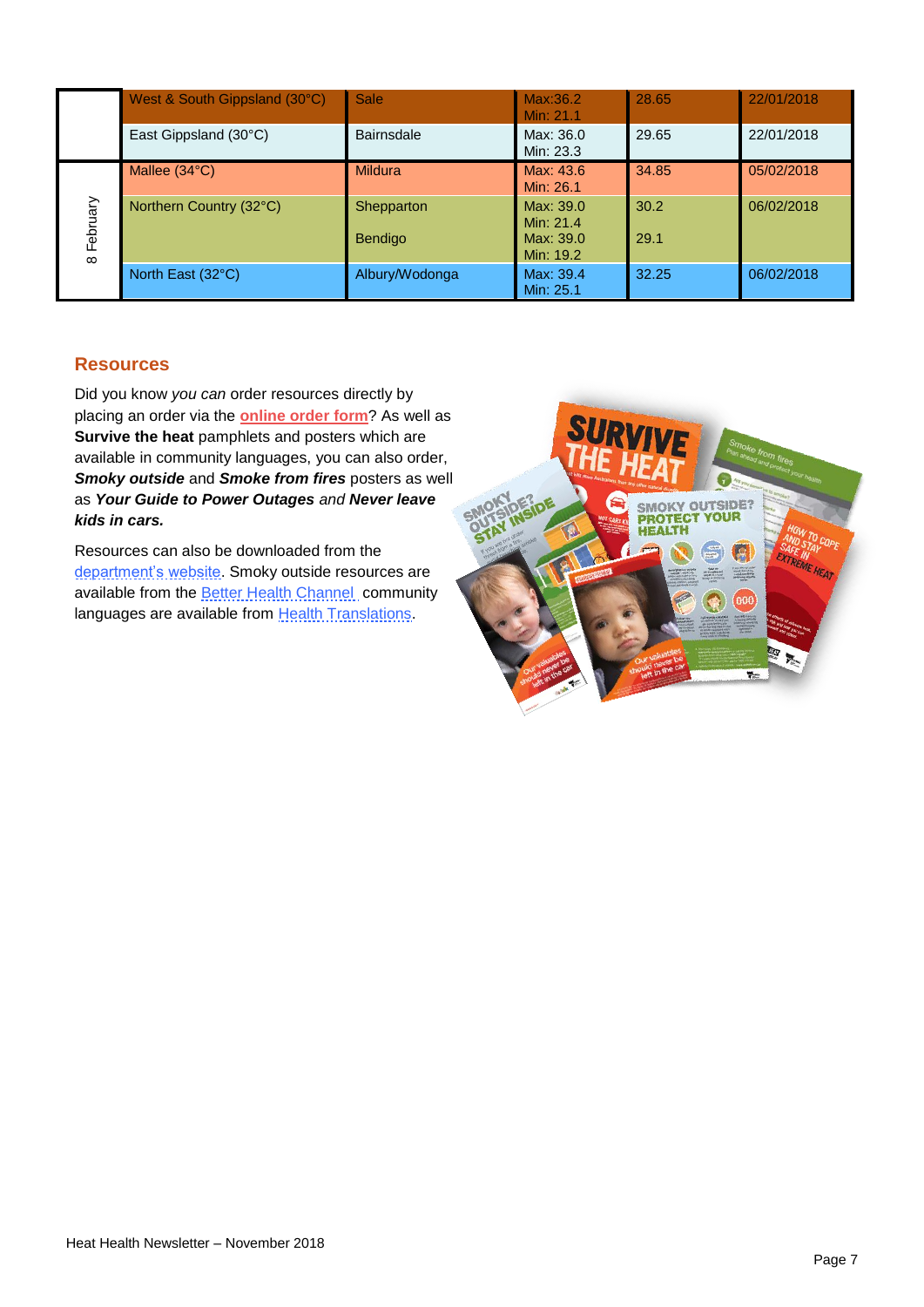| | | | | | |
|---|---|---|---|---|---|
| | West & South Gippsland (30°C) | Sale | Max:36.2 Min: 21.1 | 28.65 | 22/01/2018 |
| | East Gippsland (30°C) | Bairnsdale | Max: 36.0 Min: 23.3 | 29.65 | 22/01/2018 |
| 8 February | Mallee (34°C) | Mildura | Max: 43.6 Min: 26.1 | 34.85 | 05/02/2018 |
| | Northern Country (32°C) | Shepparton | Max: 39.0 Min: 21.4 | 30.2 | 06/02/2018 |
| | | Bendigo | Max: 39.0 Min: 19.2 | 29.1 | |
| | North East (32°C) | Albury/Wodonga | Max: 39.4 Min: 25.1 | 32.25 | 06/02/2018 |

## Resources

Did you know *you can* order resources directly by placing an order via the **online order form**? As well as **Survive the heat** pamphlets and posters which are available in community languages, you can also order, ***Smoky outside*** and ***Smoke from fires*** posters as well as ***Your Guide to Power Outages*** *and* ***Never leave kids in cars.***

Resources can also be downloaded from the department's website. Smoky outside resources are available from the Better Health Channel community languages are available from Health Translations.